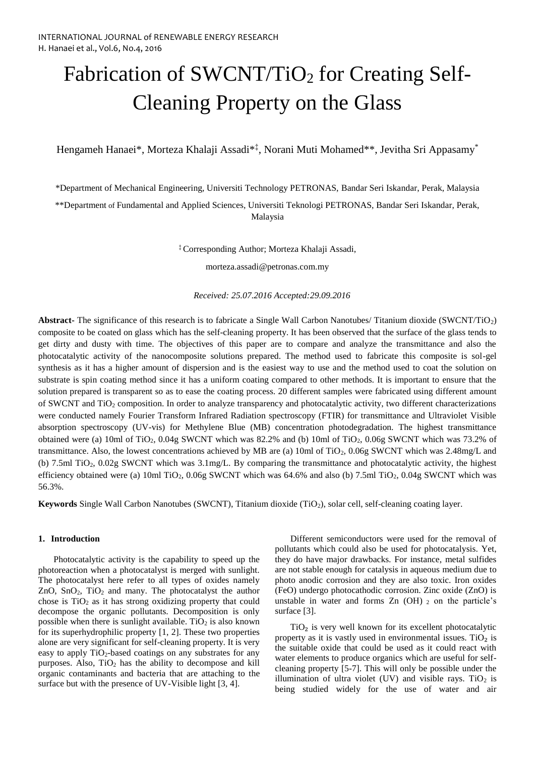# Fabrication of SWCNT/$TiO_2$ for Creating Self-Cleaning Property on the Glass

Hengameh Hanaei*, Morteza Khalaji Assadi*[‡], Norani Muti Mohamed**, Jevitha Sri Appasamy*

*Department of Mechanical Engineering, Universiti Technology PETRONAS, Bandar Seri Iskandar, Perak, Malaysia

**Department of Fundamental and Applied Sciences, Universiti Teknologi PETRONAS, Bandar Seri Iskandar, Perak, Malaysia

[‡] Corresponding Author; Morteza Khalaji Assadi,

morteza.assadi@petronas.com.my

*Received: 25.07.2016 Accepted:29.09.2016*

**Abstract-** The significance of this research is to fabricate a Single Wall Carbon Nanotubes/ Titanium dioxide (SWCNT/$TiO_2$) composite to be coated on glass which has the self-cleaning property. It has been observed that the surface of the glass tends to get dirty and dusty with time. The objectives of this paper are to compare and analyze the transmittance and also the photocatalytic activity of the nanocomposite solutions prepared. The method used to fabricate this composite is sol-gel synthesis as it has a higher amount of dispersion and is the easiest way to use and the method used to coat the solution on substrate is spin coating method since it has a uniform coating compared to other methods. It is important to ensure that the solution prepared is transparent so as to ease the coating process. 20 different samples were fabricated using different amount of SWCNT and $TiO_2$ composition. In order to analyze transparency and photocatalytic activity, two different characterizations were conducted namely Fourier Transform Infrared Radiation spectroscopy (FTIR) for transmittance and Ultraviolet Visible absorption spectroscopy (UV-vis) for Methylene Blue (MB) concentration photodegradation. The highest transmittance obtained were (a) 10ml of $TiO_2$, 0.04g SWCNT which was 82.2% and (b) 10ml of $TiO_2$, 0.06g SWCNT which was 73.2% of transmittance. Also, the lowest concentrations achieved by MB are (a) 10ml of $TiO_2$, 0.06g SWCNT which was 2.48mg/L and (b) 7.5ml $TiO_2$, 0.02g SWCNT which was 3.1mg/L. By comparing the transmittance and photocatalytic activity, the highest efficiency obtained were (a) 10ml $TiO_2$, 0.06g SWCNT which was 64.6% and also (b) 7.5ml $TiO_2$, 0.04g SWCNT which was 56.3%.

**Keywords** Single Wall Carbon Nanotubes (SWCNT), Titanium dioxide ($TiO_2$), solar cell, self-cleaning coating layer.

## 1. Introduction

Photocatalytic activity is the capability to speed up the photoreaction when a photocatalyst is merged with sunlight. The photocatalyst here refer to all types of oxides namely ZnO, $SnO_2$, $TiO_2$ and many. The photocatalyst the author chose is $TiO_2$ as it has strong oxidizing property that could decompose the organic pollutants. Decomposition is only possible when there is sunlight available. $TiO_2$ is also known for its superhydrophilic property [1, 2]. These two properties alone are very significant for self-cleaning property. It is very easy to apply $TiO_2$-based coatings on any substrates for any purposes. Also, $TiO_2$ has the ability to decompose and kill organic contaminants and bacteria that are attaching to the surface but with the presence of UV-Visible light [3, 4].

Different semiconductors were used for the removal of pollutants which could also be used for photocatalysis. Yet, they do have major drawbacks. For instance, metal sulfides are not stable enough for catalysis in aqueous medium due to photo anodic corrosion and they are also toxic. Iron oxides (FeO) undergo photocathodic corrosion. Zinc oxide (ZnO) is unstable in water and forms $Zn(OH)_2$ on the particle's surface [3].

$TiO_2$ is very well known for its excellent photocatalytic property as it is vastly used in environmental issues. $TiO_2$ is the suitable oxide that could be used as it could react with water elements to produce organics which are useful for self-cleaning property [5-7]. This will only be possible under the illumination of ultra violet (UV) and visible rays. $TiO_2$ is being studied widely for the use of water and air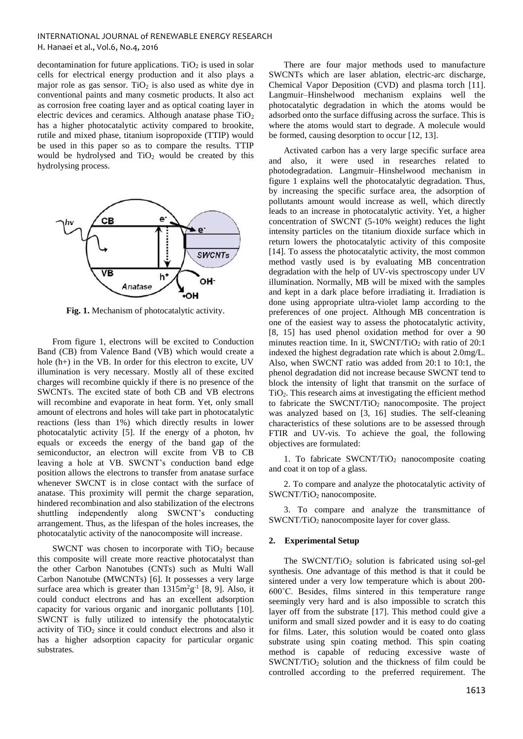decontamination for future applications. $TiO_2$ is used in solar cells for electrical energy production and it also plays a major role as gas sensor. $TiO_2$ is also used as white dye in conventional paints and many cosmetic products. It also act as corrosion free coating layer and as optical coating layer in electric devices and ceramics. Although anatase phase $TiO_2$ has a higher photocatalytic activity compared to brookite, rutile and mixed phase, titanium isopropoxide (TTIP) would be used in this paper so as to compare the results. TTIP would be hydrolysed and $TiO_2$ would be created by this hydrolysing process.

**Fig. 1.** Mechanism of photocatalytic activity.

From figure 1, electrons will be excited to Conduction Band (CB) from Valence Band (VB) which would create a hole (h+) in the VB. In order for this electron to excite, UV illumination is very necessary. Mostly all of these excited charges will recombine quickly if there is no presence of the SWCNTs. The excited state of both CB and VB electrons will recombine and evaporate in heat form. Yet, only small amount of electrons and holes will take part in photocatalytic reactions (less than 1%) which directly results in lower photocatalytic activity [5]. If the energy of a photon, hv equals or exceeds the energy of the band gap of the semiconductor, an electron will excite from VB to CB leaving a hole at VB. SWCNT's conduction band edge position allows the electrons to transfer from anatase surface whenever SWCNT is in close contact with the surface of anatase. This proximity will permit the charge separation, hindered recombination and also stabilization of the electrons shuttling independently along SWCNT's conducting arrangement. Thus, as the lifespan of the holes increases, the photocatalytic activity of the nanocomposite will increase.

SWCNT was chosen to incorporate with $TiO_2$ because this composite will create more reactive photocatalyst than the other Carbon Nanotubes (CNTs) such as Multi Wall Carbon Nanotube (MWCNTs) [6]. It possesses a very large surface area which is greater than $1315m^2g^{-1}$ [8, 9]. Also, it could conduct electrons and has an excellent adsorption capacity for various organic and inorganic pollutants [10]. SWCNT is fully utilized to intensify the photocatalytic activity of $TiO_2$ since it could conduct electrons and also it has a higher adsorption capacity for particular organic substrates.

There are four major methods used to manufacture SWCNTs which are laser ablation, electric-arc discharge, Chemical Vapor Deposition (CVD) and plasma torch [11]. Langmuir–Hinshelwood mechanism explains well the photocatalytic degradation in which the atoms would be adsorbed onto the surface diffusing across the surface. This is where the atoms would start to degrade. A molecule would be formed, causing desorption to occur [12, 13].

Activated carbon has a very large specific surface area and also, it were used in researches related to photodegradation. Langmuir–Hinshelwood mechanism in figure 1 explains well the photocatalytic degradation. Thus, by increasing the specific surface area, the adsorption of pollutants amount would increase as well, which directly leads to an increase in photocatalytic activity. Yet, a higher concentration of SWCNT (5-10% weight) reduces the light intensity particles on the titanium dioxide surface which in return lowers the photocatalytic activity of this composite [14]. To assess the photocatalytic activity, the most common method vastly used is by evaluating MB concentration degradation with the help of UV-vis spectroscopy under UV illumination. Normally, MB will be mixed with the samples and kept in a dark place before irradiating it. Irradiation is done using appropriate ultra-violet lamp according to the preferences of one project. Although MB concentration is one of the easiest way to assess the photocatalytic activity, [8, 15] has used phenol oxidation method for over a 90 minutes reaction time. In it, SWCNT/$TiO_2$ with ratio of 20:1 indexed the highest degradation rate which is about 2.0mg/L. Also, when SWCNT ratio was added from 20:1 to 10:1, the phenol degradation did not increase because SWCNT tend to block the intensity of light that transmit on the surface of $TiO_2$. This research aims at investigating the efficient method to fabricate the SWCNT/$TiO_2$ nanocomposite. The project was analyzed based on [3, 16] studies. The self-cleaning characteristics of these solutions are to be assessed through FTIR and UV-vis. To achieve the goal, the following objectives are formulated:

1. To fabricate SWCNT/$TiO_2$ nanocomposite coating and coat it on top of a glass.

2. To compare and analyze the photocatalytic activity of SWCNT/$TiO_2$ nanocomposite.

3. To compare and analyze the transmittance of SWCNT/$TiO_2$ nanocomposite layer for cover glass.

## 2. Experimental Setup

The SWCNT/$TiO_2$ solution is fabricated using sol-gel synthesis. One advantage of this method is that it could be sintered under a very low temperature which is about 200-600˚C. Besides, films sintered in this temperature range seemingly very hard and is also impossible to scratch this layer off from the substrate [17]. This method could give a uniform and small sized powder and it is easy to do coating for films. Later, this solution would be coated onto glass substrate using spin coating method. This spin coating method is capable of reducing excessive waste of SWCNT/$TiO_2$ solution and the thickness of film could be controlled according to the preferred requirement. The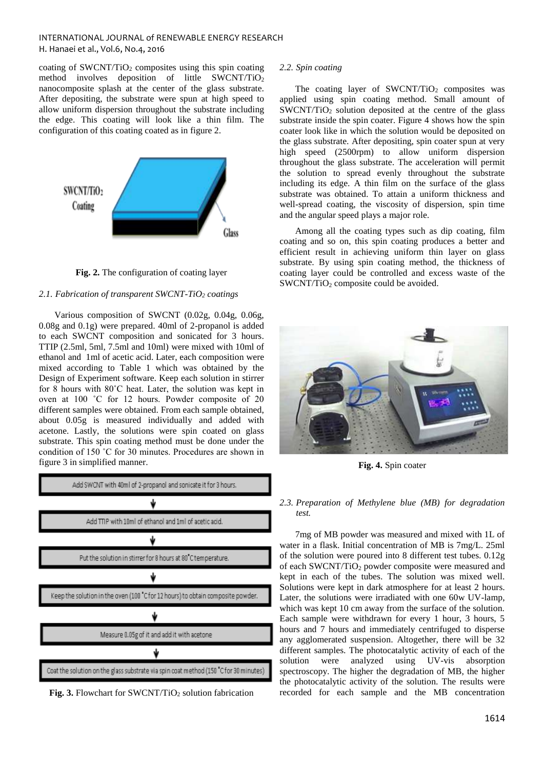coating of $SWCNT/TiO_2$ composites using this spin coating method involves deposition of little $SWCNT/TiO_2$ nanocomposite splash at the center of the glass substrate. After depositing, the substrate were spun at high speed to allow uniform dispersion throughout the substrate including the edge. This coating will look like a thin film. The configuration of this coating coated as in figure 2.

**Fig. 2.** The configuration of coating layer

### *2.1. Fabrication of transparent SWCNT-$TiO_2$ coatings*

Various composition of SWCNT (0.02g, 0.04g, 0.06g, 0.08g and 0.1g) were prepared. 40ml of 2-propanol is added to each SWCNT composition and sonicated for 3 hours. TTIP (2.5ml, 5ml, 7.5ml and 10ml) were mixed with 10ml of ethanol and 1ml of acetic acid. Later, each composition were mixed according to Table 1 which was obtained by the Design of Experiment software. Keep each solution in stirrer for 8 hours with 80˚C heat. Later, the solution was kept in oven at 100 ˚C for 12 hours. Powder composite of 20 different samples were obtained. From each sample obtained, about 0.05g is measured individually and added with acetone. Lastly, the solutions were spin coated on glass substrate. This spin coating method must be done under the condition of 150 ˚C for 30 minutes. Procedures are shown in figure 3 in simplified manner.

Add SWCNT with 40ml of 2-propanol and sonicate it for 3 hours.

↓

Add TTIP with 10ml of ethanol and 1ml of acetic acid.

↓

Put the solution in stirrer for 8 hours at 80˚C temperature.

↓

Keep the solution in the oven (100 ˚C for 12 hours) to obtain composite powder.

↓

Measure 0.05g of it and add it with acetone

↓

Coat the solution on the glass substrate via spin coat method (150 ˚C for 30 minutes)

**Fig. 3.** Flowchart for $SWCNT/TiO_2$ solution fabrication

### *2.2. Spin coating*

The coating layer of $SWCNT/TiO_2$ composites was applied using spin coating method. Small amount of $SWCNT/TiO_2$ solution deposited at the centre of the glass substrate inside the spin coater. Figure 4 shows how the spin coater look like in which the solution would be deposited on the glass substrate. After depositing, spin coater spun at very high speed (2500rpm) to allow uniform dispersion throughout the glass substrate. The acceleration will permit the solution to spread evenly throughout the substrate including its edge. A thin film on the surface of the glass substrate was obtained. To attain a uniform thickness and well-spread coating, the viscosity of dispersion, spin time and the angular speed plays a major role.

Among all the coating types such as dip coating, film coating and so on, this spin coating produces a better and efficient result in achieving uniform thin layer on glass substrate. By using spin coating method, the thickness of coating layer could be controlled and excess waste of the $SWCNT/TiO_2$ composite could be avoided.

**Fig. 4.** Spin coater

### *2.3. Preparation of Methylene blue (MB) for degradation test.*

7mg of MB powder was measured and mixed with 1L of water in a flask. Initial concentration of MB is 7mg/L. 25ml of the solution were poured into 8 different test tubes. 0.12g of each $SWCNT/TiO_2$ powder composite were measured and kept in each of the tubes. The solution was mixed well. Solutions were kept in dark atmosphere for at least 2 hours. Later, the solutions were irradiated with one 60w UV-lamp, which was kept 10 cm away from the surface of the solution. Each sample were withdrawn for every 1 hour, 3 hours, 5 hours and 7 hours and immediately centrifuged to disperse any agglomerated suspension. Altogether, there will be 32 different samples. The photocatalytic activity of each of the solution were analyzed using UV-vis absorption spectroscopy. The higher the degradation of MB, the higher the photocatalytic activity of the solution. The results were recorded for each sample and the MB concentration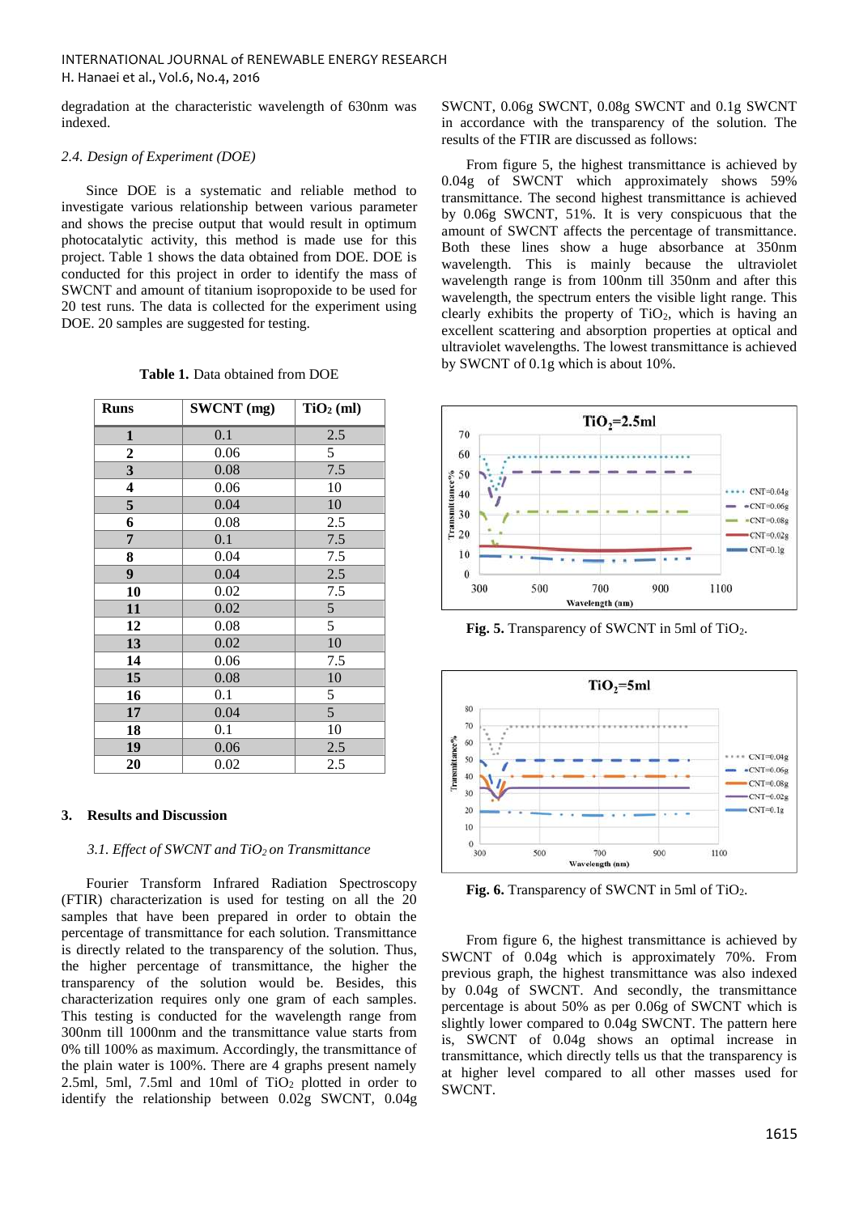degradation at the characteristic wavelength of 630nm was indexed.

*2.4. Design of Experiment (DOE)*

Since DOE is a systematic and reliable method to investigate various relationship between various parameter and shows the precise output that would result in optimum photocatalytic activity, this method is made use for this project. Table 1 shows the data obtained from DOE. DOE is conducted for this project in order to identify the mass of SWCNT and amount of titanium isopropoxide to be used for 20 test runs. The data is collected for the experiment using DOE. 20 samples are suggested for testing.

**Table 1.** Data obtained from DOE

| Runs | SWCNT (mg) | $TiO_2$ (ml) |
|---|---|---|
| **1** | 0.1 | 2.5 |
| **2** | 0.06 | 5 |
| **3** | 0.08 | 7.5 |
| **4** | 0.06 | 10 |
| **5** | 0.04 | 10 |
| **6** | 0.08 | 2.5 |
| **7** | 0.1 | 7.5 |
| **8** | 0.04 | 7.5 |
| **9** | 0.04 | 2.5 |
| **10** | 0.02 | 7.5 |
| **11** | 0.02 | 5 |
| **12** | 0.08 | 5 |
| **13** | 0.02 | 10 |
| **14** | 0.06 | 7.5 |
| **15** | 0.08 | 10 |
| **16** | 0.1 | 5 |
| **17** | 0.04 | 5 |
| **18** | 0.1 | 10 |
| **19** | 0.06 | 2.5 |
| **20** | 0.02 | 2.5 |

## 3. Results and Discussion

*3.1. Effect of SWCNT and $TiO_2$ on Transmittance*

Fourier Transform Infrared Radiation Spectroscopy (FTIR) characterization is used for testing on all the 20 samples that have been prepared in order to obtain the percentage of transmittance for each solution. Transmittance is directly related to the transparency of the solution. Thus, the higher percentage of transmittance, the higher the transparency of the solution would be. Besides, this characterization requires only one gram of each samples. This testing is conducted for the wavelength range from 300nm till 1000nm and the transmittance value starts from 0% till 100% as maximum. Accordingly, the transmittance of the plain water is 100%. There are 4 graphs present namely 2.5ml, 5ml, 7.5ml and 10ml of $TiO_2$ plotted in order to identify the relationship between 0.02g SWCNT, 0.04g SWCNT, 0.06g SWCNT, 0.08g SWCNT and 0.1g SWCNT in accordance with the transparency of the solution. The results of the FTIR are discussed as follows:

From figure 5, the highest transmittance is achieved by 0.04g of SWCNT which approximately shows 59% transmittance. The second highest transmittance is achieved by 0.06g SWCNT, 51%. It is very conspicuous that the amount of SWCNT affects the percentage of transmittance. Both these lines show a huge absorbance at 350nm wavelength. This is mainly because the ultraviolet wavelength range is from 100nm till 350nm and after this wavelength, the spectrum enters the visible light range. This clearly exhibits the property of $TiO_2$, which is having an excellent scattering and absorption properties at optical and ultraviolet wavelengths. The lowest transmittance is achieved by SWCNT of 0.1g which is about 10%.

**Fig. 5.** Transparency of SWCNT in 5ml of $TiO_2$.

**Fig. 6.** Transparency of SWCNT in 5ml of $TiO_2$.

From figure 6, the highest transmittance is achieved by SWCNT of 0.04g which is approximately 70%. From previous graph, the highest transmittance was also indexed by 0.04g of SWCNT. And secondly, the transmittance percentage is about 50% as per 0.06g of SWCNT which is slightly lower compared to 0.04g SWCNT. The pattern here is, SWCNT of 0.04g shows an optimal increase in transmittance, which directly tells us that the transparency is at higher level compared to all other masses used for SWCNT.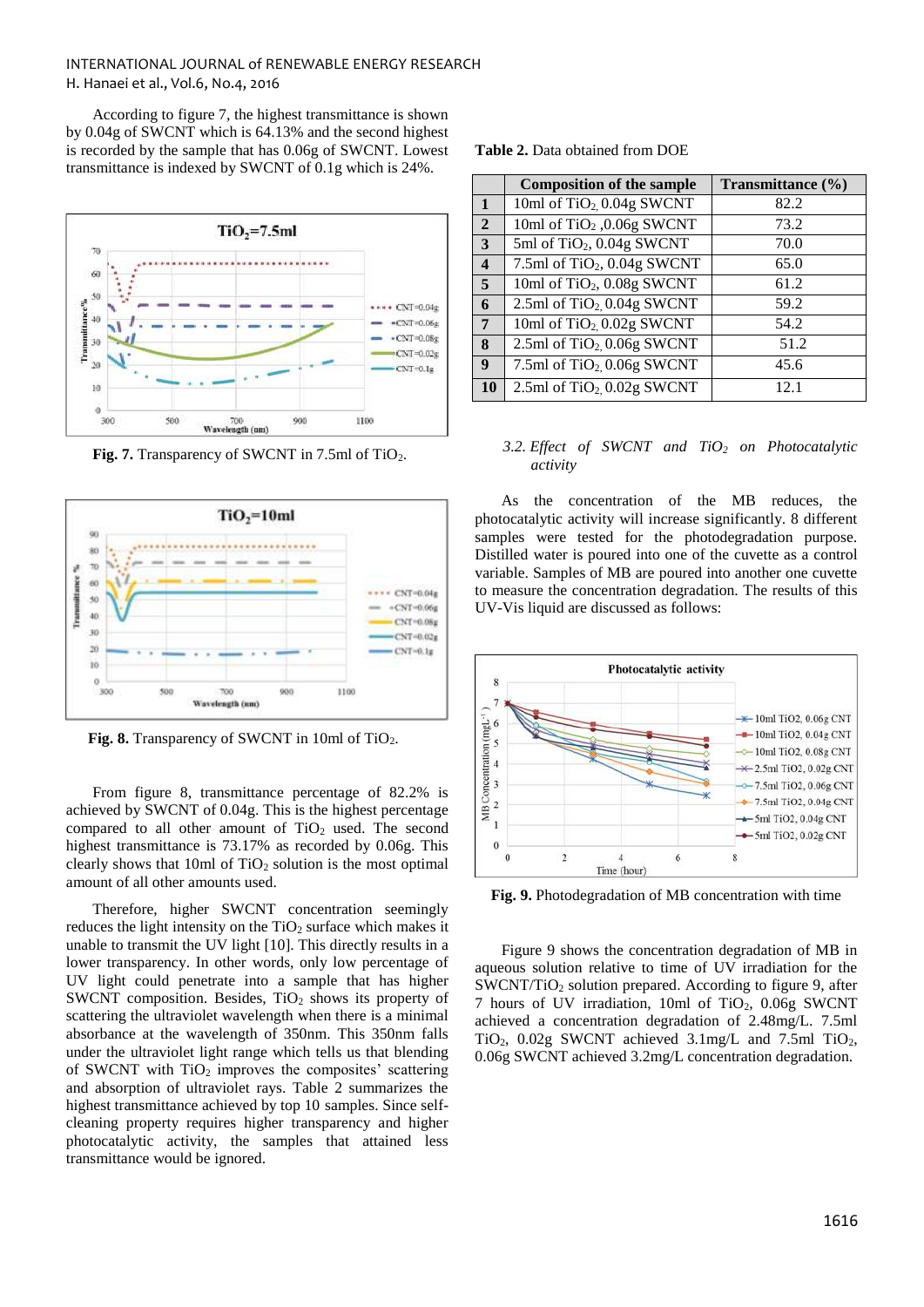According to figure 7, the highest transmittance is shown by 0.04g of SWCNT which is 64.13% and the second highest is recorded by the sample that has 0.06g of SWCNT. Lowest transmittance is indexed by SWCNT of 0.1g which is 24%.

**Fig. 7.** Transparency of SWCNT in 7.5ml of $TiO_2$.

**Fig. 8.** Transparency of SWCNT in 10ml of $TiO_2$.

From figure 8, transmittance percentage of 82.2% is achieved by SWCNT of 0.04g. This is the highest percentage compared to all other amount of $TiO_2$ used. The second highest transmittance is 73.17% as recorded by 0.06g. This clearly shows that 10ml of $TiO_2$ solution is the most optimal amount of all other amounts used.

Therefore, higher SWCNT concentration seemingly reduces the light intensity on the $TiO_2$ surface which makes it unable to transmit the UV light [10]. This directly results in a lower transparency. In other words, only low percentage of UV light could penetrate into a sample that has higher SWCNT composition. Besides, $TiO_2$ shows its property of scattering the ultraviolet wavelength when there is a minimal absorbance at the wavelength of 350nm. This 350nm falls under the ultraviolet light range which tells us that blending of SWCNT with $TiO_2$ improves the composites' scattering and absorption of ultraviolet rays. Table 2 summarizes the highest transmittance achieved by top 10 samples. Since self-cleaning property requires higher transparency and higher photocatalytic activity, the samples that attained less transmittance would be ignored.

**Table 2.** Data obtained from DOE

| | Composition of the sample | Transmittance (%) |
|---|---|---|
| **1** | 10ml of $TiO_2$ 0.04g SWCNT | 82.2 |
| **2** | 10ml of $TiO_2$ ,0.06g SWCNT | 73.2 |
| **3** | 5ml of $TiO_2$, 0.04g SWCNT | 70.0 |
| **4** | 7.5ml of $TiO_2$, 0.04g SWCNT | 65.0 |
| **5** | 10ml of $TiO_2$, 0.08g SWCNT | 61.2 |
| **6** | 2.5ml of $TiO_2$ 0.04g SWCNT | 59.2 |
| **7** | 10ml of $TiO_2$ 0.02g SWCNT | 54.2 |
| **8** | 2.5ml of $TiO_2$ 0.06g SWCNT | 51.2 |
| **9** | 7.5ml of $TiO_2$ 0.06g SWCNT | 45.6 |
| **10** | 2.5ml of $TiO_2$ 0.02g SWCNT | 12.1 |

### *3.2. Effect of SWCNT and $TiO_2$ on Photocatalytic activity*

As the concentration of the MB reduces, the photocatalytic will increase significantly. 8 different samples were tested for the photodegradation purpose. Distilled water is poured into one of the cuvette as a control variable. Samples of MB are poured into another one cuvette to measure the concentration degradation. The results of this UV-Vis liquid are discussed as follows:

**Fig. 9.** Photodegradation of MB concentration with time

Figure 9 shows the concentration degradation of MB in aqueous solution relative to time of UV irradiation for the SWCNT/$TiO_2$ solution prepared. According to figure 9, after 7 hours of UV irradiation, 10ml of $TiO_2$, 0.06g SWCNT achieved a concentration degradation of 2.48mg/L. 7.5ml $TiO_2$, 0.02g SWCNT achieved 3.1mg/L and 7.5ml $TiO_2$, 0.06g SWCNT achieved 3.2mg/L concentration degradation.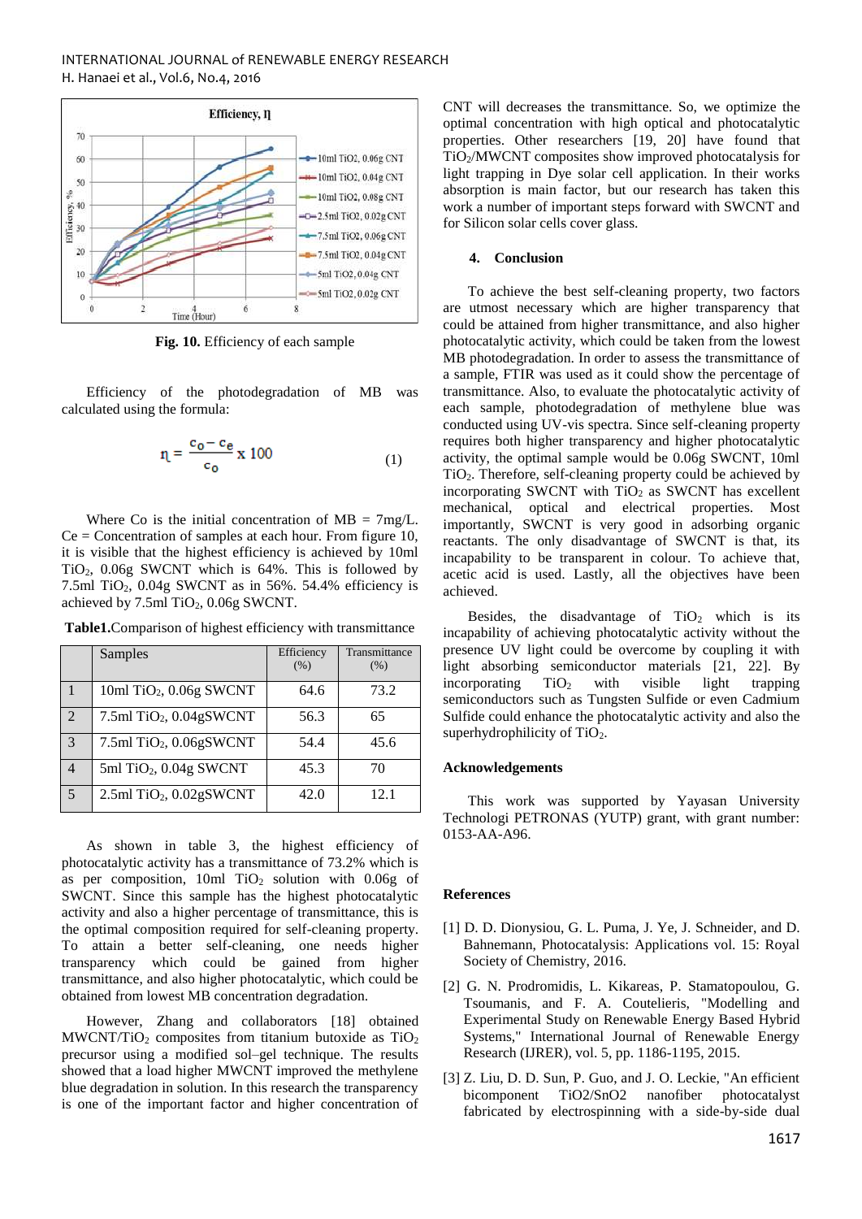Fig. 10. Efficiency of each sample

Efficiency of the photodegradation of MB was calculated using the formula:

$$\eta = \frac{c_0 - c_e}{c_0} \times 100 \quad (1)$$

Where Co is the initial concentration of MB = 7mg/L. Ce = Concentration of samples at each hour. From figure 10, it is visible that the highest efficiency is achieved by 10ml $TiO_2$, 0.06g SWCNT which is 64%. This is followed by 7.5ml $TiO_2$, 0.04g SWCNT as in 56%. 54.4% efficiency is achieved by 7.5ml $TiO_2$, 0.06g SWCNT.

**Table1.** Comparison of highest efficiency with transmittance

| | Samples | Efficiency (%) | Transmittance (%) |
|---|---|---|---|
| 1 | 10ml $TiO_2$, 0.06g SWCNT | 64.6 | 73.2 |
| 2 | 7.5ml $TiO_2$, 0.04gSWCNT | 56.3 | 65 |
| 3 | 7.5ml $TiO_2$, 0.06gSWCNT | 54.4 | 45.6 |
| 4 | 5ml $TiO_2$, 0.04g SWCNT | 45.3 | 70 |
| 5 | 2.5ml $TiO_2$, 0.02gSWCNT | 42.0 | 12.1 |

As shown in table 3, the highest efficiency of photocatalytic activity has a transmittance of 73.2% which is as per composition, 10ml $TiO_2$ solution with 0.06g of SWCNT. Since this sample has the highest photocatalytic activity and also a higher percentage of transmittance, this is the optimal composition required for self-cleaning property. To attain a better self-cleaning, one needs higher transparency which could be gained from higher transmittance, and also higher photocatalytic which could be obtained from lowest MB concentration degradation.

However, Zhang and collaborators [18] obtained MWCNT/$TiO_2$ composites from titanium butoxide as $TiO_2$ precursor using a modified sol–gel technique. The results showed that a load higher MWCNT improved the methylene blue degradation in solution. In this research the transparency is one of the important factor and higher concentration of CNT will decreases the transmittance. So, we optimize the optimal concentration with high optical and photocatalytic properties. Other researchers [19, 20] have found that $TiO_2$/MWCNT composites show improved photocatalysis for light trapping in Dye solar cell application. In their works absorption is main factor, but our research has taken this work a number of important steps forward with SWCNT and for Silicon solar cells cover glass.

## 4. Conclusion

To achieve the best self-cleaning property, two factors are utmost necessary which are higher transparency that could be attained from higher transmittance, and also higher photocatalytic activity, which could be taken from the lowest MB photodegradation. In order to assess the transmittance of a sample, FTIR was used as it could show the percentage of transmittance. Also, to evaluate the photocatalytic activity of each sample, photodegradation of methylene blue was conducted using UV-vis spectra. Since self-cleaning property requires both higher transparency and higher photocatalytic activity, the optimal sample would be 0.06g SWCNT, 10ml $TiO_2$. Therefore, self-cleaning property could be achieved by incorporating SWCNT with $TiO_2$ as SWCNT has excellent mechanical, optical and electrical properties. Most importantly, SWCNT is very good in adsorbing organic reactants. The only disadvantage of SWCNT is that, its incapability to be transparent in colour. To achieve that, acetic acid is used. Lastly, all the objectives have been achieved.

Besides, the disadvantage of $TiO_2$ which is its incapability of achieving photocatalytic activity without the presence UV light could be overcome by coupling it with light absorbing semiconductor materials [21, 22]. By incorporating $TiO_2$ with visible light trapping semiconductors such as Tungsten Sulfide or even Cadmium Sulfide could enhance the photocatalytic activity and also the superhydrophilicity of $TiO_2$.

## Acknowledgements

This work was supported by Yayasan University Technologi PETRONAS (YUTP) grant, with grant number: 0153-AA-A96.

## References

[1] D. D. Dionysiou, G. L. Puma, J. Ye, J. Schneider, and D. Bahnemann, Photocatalysis: Applications vol. 15: Royal Society of Chemistry, 2016.

[2] G. N. Prodromidis, L. Kikareas, P. Stamatopoulou, G. Tsoumanis, and F. A. Coutelieris, "Modelling and Experimental Study on Renewable Energy Based Hybrid Systems," International Journal of Renewable Energy Research (IJRER), vol. 5, pp. 1186-1195, 2015.

[3] Z. Liu, D. D. Sun, P. Guo, and J. O. Leckie, "An efficient bicomponent TiO2/SnO2 nanofiber photocatalyst fabricated by electrospinning with a side-by-side dual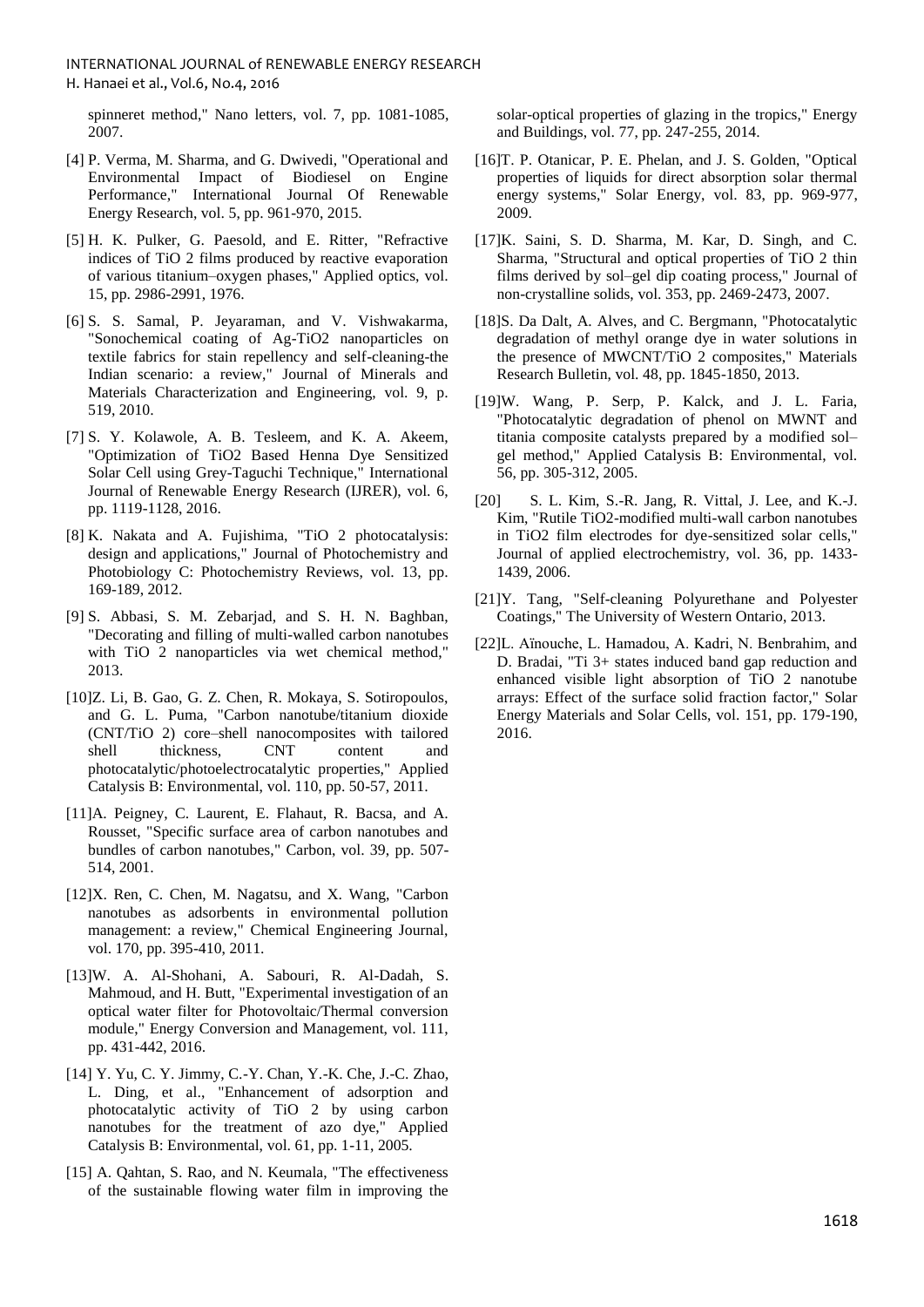spinneret method," Nano letters, vol. 7, pp. 1081-1085, 2007.

[4] P. Verma, M. Sharma, and G. Dwivedi, "Operational and Environmental Impact of Biodiesel on Engine Performance," International Journal Of Renewable Energy Research, vol. 5, pp. 961-970, 2015.

[5] H. K. Pulker, G. Paesold, and E. Ritter, "Refractive indices of TiO 2 films produced by reactive evaporation of various titanium–oxygen phases," Applied optics, vol. 15, pp. 2986-2991, 1976.

[6] S. S. Samal, P. Jeyaraman, and V. Vishwakarma, "Sonochemical coating of Ag-TiO2 nanoparticles on textile fabrics for stain repellency and self-cleaning-the Indian scenario: a review," Journal of Minerals and Materials Characterization and Engineering, vol. 9, p. 519, 2010.

[7] S. Y. Kolawole, A. B. Tesleem, and K. A. Akeem, "Optimization of TiO2 Based Henna Dye Sensitized Solar Cell using Grey-Taguchi Technique," International Journal of Renewable Energy Research (IJRER), vol. 6, pp. 1119-1128, 2016.

[8] K. Nakata and A. Fujishima, "TiO 2 photocatalysis: design and applications," Journal of Photochemistry and Photobiology C: Photochemistry Reviews, vol. 13, pp. 169-189, 2012.

[9] S. Abbasi, S. M. Zebarjad, and S. H. N. Baghban, "Decorating and filling of multi-walled carbon nanotubes with TiO 2 nanoparticles via wet chemical method," 2013.

[10] Z. Li, B. Gao, G. Z. Chen, R. Mokaya, S. Sotiropoulos, and G. L. Puma, "Carbon nanotube/titanium dioxide (CNT/TiO 2) core–shell nanocomposites with tailored shell thickness, CNT content and photocatalytic/photoelectrocatalytic properties," Applied Catalysis B: Environmental, vol. 110, pp. 50-57, 2011.

[11] A. Peigney, C. Laurent, E. Flahaut, R. Bacsa, and A. Rousset, "Specific surface area of carbon nanotubes and bundles of carbon nanotubes," Carbon, vol. 39, pp. 507-514, 2001.

[12] X. Ren, C. Chen, M. Nagatsu, and X. Wang, "Carbon nanotubes as adsorbents in environmental pollution management: a review," Chemical Engineering Journal, vol. 170, pp. 395-410, 2011.

[13] W. A. Al-Shohani, A. Sabouri, R. Al-Dadah, S. Mahmoud, and H. Butt, "Experimental investigation of an optical water filter for Photovoltaic/Thermal conversion module," Energy Conversion and Management, vol. 111, pp. 431-442, 2016.

[14] Y. Yu, C. Y. Jimmy, C.-Y. Chan, Y.-K. Che, J.-C. Zhao, L. Ding, et al., "Enhancement of adsorption and photocatalytic activity of TiO 2 by using carbon nanotubes for the treatment of azo dye," Applied Catalysis B: Environmental, vol. 61, pp. 1-11, 2005.

[15] A. Qahtan, S. Rao, and N. Keumala, "The effectiveness of the sustainable flowing water film in improving the solar-optical properties of glazing in the tropics," Energy and Buildings, vol. 77, pp. 247-255, 2014.

[16] T. P. Otanicar, P. E. Phelan, and J. S. Golden, "Optical properties of liquids for direct absorption solar thermal energy systems," Solar Energy, vol. 83, pp. 969-977, 2009.

[17] K. Saini, S. D. Sharma, M. Kar, D. Singh, and C. Sharma, "Structural and optical properties of TiO 2 thin films derived by sol–gel dip coating process," Journal of non-crystalline solids, vol. 353, pp. 2469-2473, 2007.

[18] S. Da Dalt, A. Alves, and C. Bergmann, "Photocatalytic degradation of methyl orange dye in water solutions in the presence of MWCNT/TiO 2 composites," Materials Research Bulletin, vol. 48, pp. 1845-1850, 2013.

[19] W. Wang, P. Serp, P. Kalck, and J. L. Faria, "Photocatalytic degradation of phenol on MWNT and titania composite catalysts prepared by a modified sol–gel method," Applied Catalysis B: Environmental, vol. 56, pp. 305-312, 2005.

[20] S. L. Kim, S.-R. Jang, R. Vittal, J. Lee, and K.-J. Kim, "Rutile TiO2-modified multi-wall carbon nanotubes in TiO2 film electrodes for dye-sensitized solar cells," Journal of applied electrochemistry, vol. 36, pp. 1433-1439, 2006.

[21] Y. Tang, "Self-cleaning Polyurethane and Polyester Coatings," The University of Western Ontario, 2013.

[22] L. Aïnouche, L. Hamadou, A. Kadri, N. Benbrahim, and D. Bradai, "Ti 3+ states induced band gap reduction and enhanced visible light absorption of TiO 2 nanotube arrays: Effect of the surface solid fraction factor," Solar Energy Materials and Solar Cells, vol. 151, pp. 179-190, 2016.